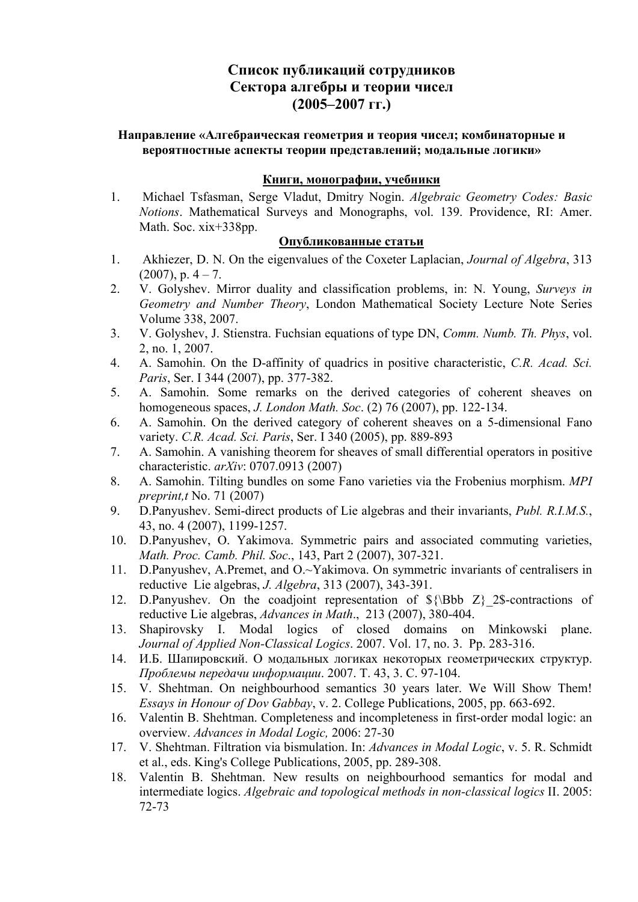# Список публикаций сотрудников
# Сектора алгебры и теории чисел
# (2005–2007 гг.)

### Направление «Алгебраическая геометрия и теория чисел; комбинаторные и вероятностные аспекты теории представлений; модальные логики»

#### Книги, монографии, учебники

1. Michael Tsfasman, Serge Vladut, Dmitry Nogin. *Algebraic Geometry Codes: Basic Notions*. Mathematical Surveys and Monographs, vol. 139. Providence, RI: Amer. Math. Soc. xix+338pp.

#### Опубликованные статьи

1. Akhiezer, D. N. On the eigenvalues of the Coxeter Laplacian, *Journal of Algebra*, 313 (2007), p. 4 – 7.
2. V. Golyshev. Mirror duality and classification problems, in: N. Young, *Surveys in Geometry and Number Theory*, London Mathematical Society Lecture Note Series Volume 338, 2007.
3. V. Golyshev, J. Stienstra. Fuchsian equations of type DN, *Comm. Numb. Th. Phys*, vol. 2, no. 1, 2007.
4. A. Samohin. On the D-affinity of quadrics in positive characteristic, *C.R. Acad. Sci. Paris*, Ser. I 344 (2007), pp. 377-382.
5. A. Samohin. Some remarks on the derived categories of coherent sheaves on homogeneous spaces, *J. London Math. Soc*. (2) 76 (2007), pp. 122-134.
6. A. Samohin. On the derived category of coherent sheaves on a 5-dimensional Fano variety. *C.R. Acad. Sci. Paris*, Ser. I 340 (2005), pp. 889-893
7. A. Samohin. A vanishing theorem for sheaves of small differential operators in positive characteristic. *arXiv*: 0707.0913 (2007)
8. A. Samohin. Tilting bundles on some Fano varieties via the Frobenius morphism. *MPI preprint,t* No. 71 (2007)
9. D.Panyushev. Semi-direct products of Lie algebras and their invariants, *Publ. R.I.M.S.*, 43, no. 4 (2007), 1199-1257.
10. D.Panyushev, O. Yakimova. Symmetric pairs and associated commuting varieties, *Math. Proc. Camb. Phil. Soc*., 143, Part 2 (2007), 307-321.
11. D.Panyushev, A.Premet, and O.~Yakimova. On symmetric invariants of centralisers in reductive Lie algebras, *J. Algebra*, 313 (2007), 343-391.
12. D.Panyushev. On the coadjoint representation of ${\Bbb Z}_2$-contractions of reductive Lie algebras, *Advances in Math*., 213 (2007), 380-404.
13. Shapirovsky I. Modal logics of closed domains on Minkowski plane. *Journal of Applied Non-Classical Logics*. 2007. Vol. 17, no. 3. Pp. 283-316.
14. И.Б. Шапировский. О модальных логиках некоторых геометрических структур. *Проблемы передачи информации*. 2007. Т. 43, 3. С. 97-104.
15. V. Shehtman. On neighbourhood semantics 30 years later. We Will Show Them! *Essays in Honour of Dov Gabbay*, v. 2. College Publications, 2005, pp. 663-692.
16. Valentin B. Shehtman. Completeness and incompleteness in first-order modal logic: an overview. *Advances in Modal Logic,* 2006: 27-30
17. V. Shehtman. Filtration via bismulation. In: *Advances in Modal Logic*, v. 5. R. Schmidt et al., eds. King's College Publications, 2005, pp. 289-308.
18. Valentin B. Shehtman. New results on neighbourhood semantics for modal and intermediate logics. *Algebraic and topological methods in non-classical logics* II. 2005: 72-73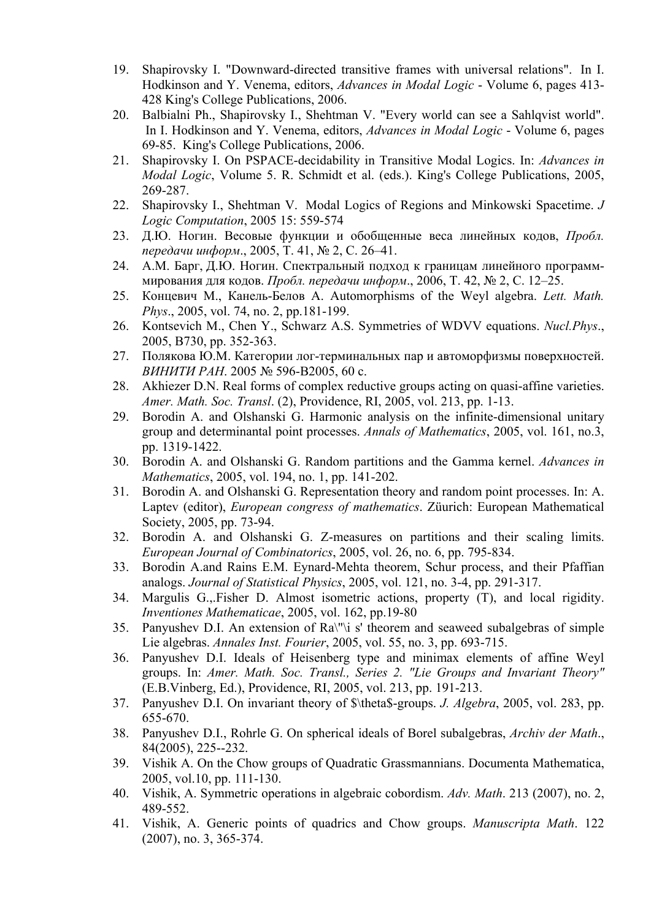19. Shapirovsky I. "Downward-directed transitive frames with universal relations". In I. Hodkinson and Y. Venema, editors, *Advances in Modal Logic* - Volume 6, pages 413-428 King's College Publications, 2006.
20. Balbialni Ph., Shapirovsky I., Shehtman V. "Every world can see a Sahlqvist world". In I. Hodkinson and Y. Venema, editors, *Advances in Modal Logic* - Volume 6, pages 69-85. King's College Publications, 2006.
21. Shapirovsky I. On PSPACE-decidability in Transitive Modal Logics. In: *Advances in Modal Logic*, Volume 5. R. Schmidt et al. (eds.). King's College Publications, 2005, 269-287.
22. Shapirovsky I., Shehtman V. Modal Logics of Regions and Minkowski Spacetime. *J Logic Computation*, 2005 15: 559-574
23. Д.Ю. Ногин. Весовые функции и обобщенные веса линейных кодов, *Пробл. передачи информ*., 2005, Т. 41, № 2, С. 26–41.
24. А.М. Барг, Д.Ю. Ногин. Спектральный подход к границам линейного программирования для кодов. *Пробл. передачи информ*., 2006, Т. 42, № 2, С. 12–25.
25. Концевич М., Канель-Белов А. Automorphisms of the Weyl algebra. *Lett. Math. Phys*., 2005, vol. 74, no. 2, pp.181-199.
26. Kontsevich M., Chen Y., Schwarz A.S. Symmetries of WDVV equations. *Nucl.Phys*., 2005, B730, pp. 352-363.
27. Полякова Ю.М. Категории лог-терминальных пар и автоморфизмы поверхностей. *ВИНИТИ РАН*. 2005 № 596-B2005, 60 с.
28. Akhiezer D.N. Real forms of complex reductive groups acting on quasi-affine varieties. *Amer. Math. Soc. Transl*. (2), Providence, RI, 2005, vol. 213, pp. 1-13.
29. Borodin A. and Olshanski G. Harmonic analysis on the infinite-dimensional unitary group and determinantal point processes. *Annals of Mathematics*, 2005, vol. 161, no.3, pp. 1319-1422.
30. Borodin A. and Olshanski G. Random partitions and the Gamma kernel. *Advances in Mathematics*, 2005, vol. 194, no. 1, pp. 141-202.
31. Borodin A. and Olshanski G. Representation theory and random point processes. In: A. Laptev (editor), *European congress of mathematics*. Züurich: European Mathematical Society, 2005, pp. 73-94.
32. Borodin A. and Olshanski G. Z-measures on partitions and their scaling limits. *European Journal of Combinatorics*, 2005, vol. 26, no. 6, pp. 795-834.
33. Borodin A.and Rains E.M. Eynard-Mehta theorem, Schur process, and their Pfaffian analogs. *Journal of Statistical Physics*, 2005, vol. 121, no. 3-4, pp. 291-317.
34. Margulis G.,.Fisher D. Almost isometric actions, property (T), and local rigidity. *Inventiones Mathematicae*, 2005, vol. 162, pp.19-80
35. Panyushev D.I. An extension of Ra\"\i s' theorem and seaweed subalgebras of simple Lie algebras. *Annales Inst. Fourier*, 2005, vol. 55, no. 3, pp. 693-715.
36. Panyushev D.I. Ideals of Heisenberg type and minimax elements of affine Weyl groups. In: *Amer. Math. Soc. Transl., Series 2. "Lie Groups and Invariant Theory"* (E.B.Vinberg, Ed.), Providence, RI, 2005, vol. 213, pp. 191-213.
37. Panyushev D.I. On invariant theory of $\theta$-groups. *J. Algebra*, 2005, vol. 283, pp. 655-670.
38. Panyushev D.I., Rohrle G. On spherical ideals of Borel subalgebras, *Archiv der Math*., 84(2005), 225--232.
39. Vishik A. On the Chow groups of Quadratic Grassmannians. Documenta Mathematica, 2005, vol.10, pp. 111-130.
40. Vishik, A. Symmetric operations in algebraic cobordism. *Adv. Math*. 213 (2007), no. 2, 489-552.
41. Vishik, A. Generic points of quadrics and Chow groups. *Manuscripta Math*. 122 (2007), no. 3, 365-374.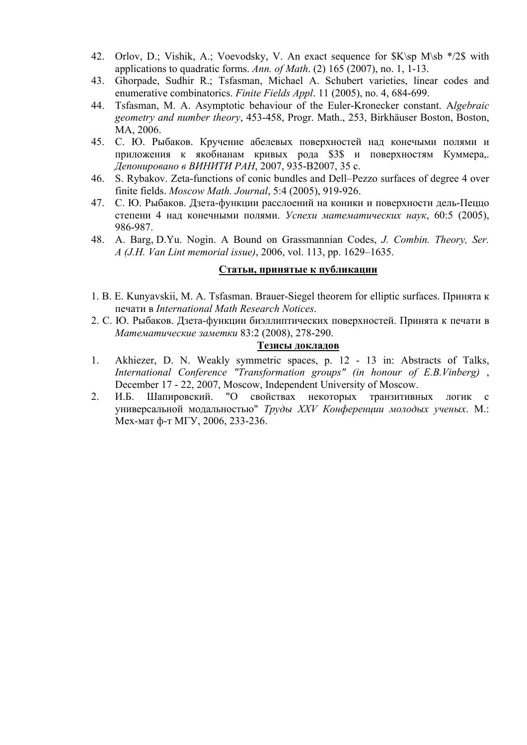42. Orlov, D.; Vishik, A.; Voevodsky, V. An exact sequence for $K\sp M\sb */2$ with applications to quadratic forms. *Ann. of Math*. (2) 165 (2007), no. 1, 1-13.
43. Ghorpade, Sudhir R.; Tsfasman, Michael A. Schubert varieties, linear codes and enumerative combinatorics. *Finite Fields Appl*. 11 (2005), no. 4, 684-699.
44. Tsfasman, M. A. Asymptotic behaviour of the Euler-Kronecker constant. A*lgebraic geometry and number theory*, 453-458, Progr. Math., 253, Birkhäuser Boston, Boston, MA, 2006.
45. С. Ю. Рыбаков. Кручение абелевых поверхностей над конечными полями и приложения к якобианам кривых рода $3$ и поверхностям Куммера,. *Депонировано в ВИНИТИ РАН*, 2007, 935-В2007, 35 с.
46. S. Rybakov. Zeta-functions of conic bundles and Dell–Pezzo surfaces of degree 4 over finite fields. *Moscow Math. Journal*, 5:4 (2005), 919-926.
47. С. Ю. Рыбаков. Дзета-функции расслоений на коники и поверхности дель-Пеццо степени 4 над конечными полями. *Успехи математических наук*, 60:5 (2005), 986-987.
48. A. Barg, D.Yu. Nogin. A Bound on Grassmannian Codes, *J. Combin. Theory, Ser. A (J.H. Van Lint memorial issue)*, 2006, vol. 113, pp. 1629–1635.

**Статьи, принятые к публикации**

1. B. E. Kunyavskii, M. A. Tsfasman. Brauer-Siegel theorem for elliptic surfaces. Принята к печати в *International Math Research Notices*.
2. С. Ю. Рыбаков. Дзета-функции биэллиптических поверхностей. Принята к печати в *Математические заметки* 83:2 (2008), 278-290.

**Тезисы докладов**

1. Akhiezer, D. N. Weakly symmetric spaces, p. 12 - 13 in: Abstracts of Talks, *International Conference "Transformation groups" (in honour of E.B.Vinberg)* , December 17 - 22, 2007, Moscow, Independent University of Moscow.
2. И.Б. Шапировский. "О свойствах некоторых транзитивных логик с универсальной модальностью" *Труды XXV Конференции молодых ученых*. М.: Мех-мат ф-т МГУ, 2006, 233-236.